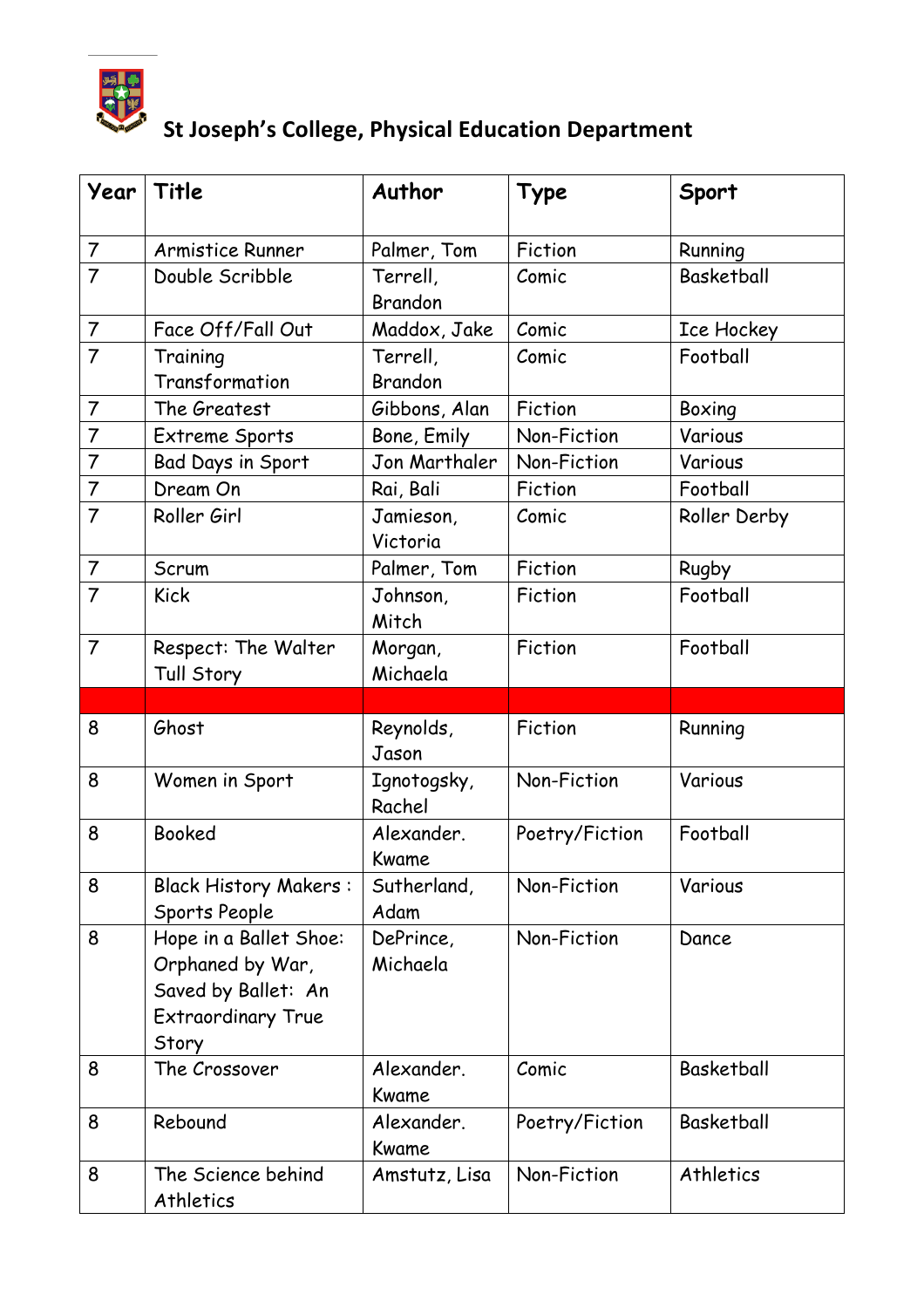# St Joseph's College, Physical Education Department

| Year | Title | Author | Type | Sport |
|---|---|---|---|---|
| 7 | Armistice Runner | Palmer, Tom | Fiction | Running |
| 7 | Double Scribble | Terrell, Brandon | Comic | Basketball |
| 7 | Face Off/Fall Out | Maddox, Jake | Comic | Ice Hockey |
| 7 | Training Transformation | Terrell, Brandon | Comic | Football |
| 7 | The Greatest | Gibbons, Alan | Fiction | Boxing |
| 7 | Extreme Sports | Bone, Emily | Non-Fiction | Various |
| 7 | Bad Days in Sport | Jon Marthaler | Non-Fiction | Various |
| 7 | Dream On | Rai, Bali | Fiction | Football |
| 7 | Roller Girl | Jamieson, Victoria | Comic | Roller Derby |
| 7 | Scrum | Palmer, Tom | Fiction | Rugby |
| 7 | Kick | Johnson, Mitch | Fiction | Football |
| 7 | Respect: The Walter Tull Story | Morgan, Michaela | Fiction | Football |
| | | | | |
| 8 | Ghost | Reynolds, Jason | Fiction | Running |
| 8 | Women in Sport | Ignotogsky, Rachel | Non-Fiction | Various |
| 8 | Booked | Alexander. Kwame | Poetry/Fiction | Football |
| 8 | Black History Makers : Sports People | Sutherland, Adam | Non-Fiction | Various |
| 8 | Hope in a Ballet Shoe: Orphaned by War, Saved by Ballet: An Extraordinary True Story | DePrince, Michaela | Non-Fiction | Dance |
| 8 | The Crossover | Alexander. Kwame | Comic | Basketball |
| 8 | Rebound | Alexander. Kwame | Poetry/Fiction | Basketball |
| 8 | The Science behind Athletics | Amstutz, Lisa | Non-Fiction | Athletics |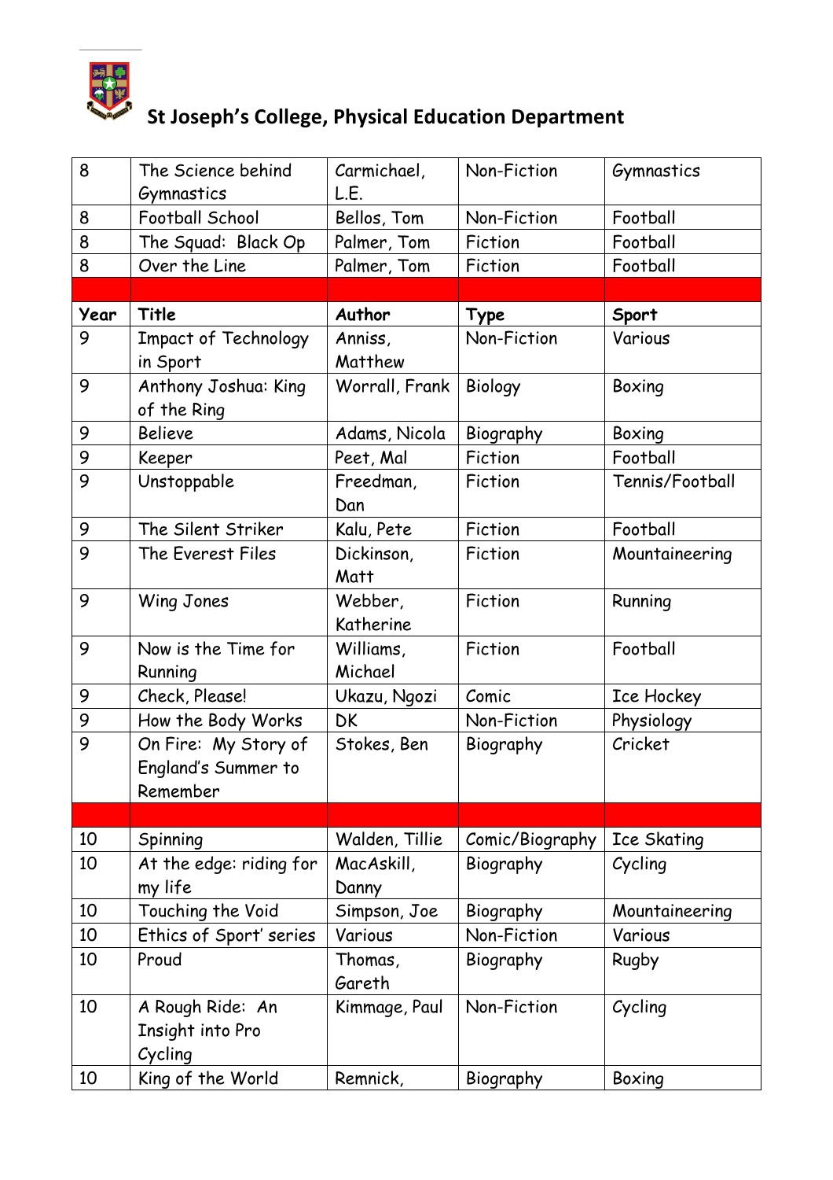**St Joseph's College, Physical Education Department**

| 8 | The Science behind Gymnastics | Carmichael, L.E. | Non-Fiction | Gymnastics |
|---|---|---|---|---|
| 8 | Football School | Bellos, Tom | Non-Fiction | Football |
| 8 | The Squad: Black Op | Palmer, Tom | Fiction | Football |
| 8 | Over the Line | Palmer, Tom | Fiction | Football |
| | | | | |
| **Year** | **Title** | **Author** | **Type** | **Sport** |
| 9 | Impact of Technology in Sport | Anniss, Matthew | Non-Fiction | Various |
| 9 | Anthony Joshua: King of the Ring | Worrall, Frank | Biology | Boxing |
| 9 | Believe | Adams, Nicola | Biography | Boxing |
| 9 | Keeper | Peet, Mal | Fiction | Football |
| 9 | Unstoppable | Freedman, Dan | Fiction | Tennis/Football |
| 9 | The Silent Striker | Kalu, Pete | Fiction | Football |
| 9 | The Everest Files | Dickinson, Matt | Fiction | Mountaineering |
| 9 | Wing Jones | Webber, Katherine | Fiction | Running |
| 9 | Now is the Time for Running | Williams, Michael | Fiction | Football |
| 9 | Check, Please! | Ukazu, Ngozi | Comic | Ice Hockey |
| 9 | How the Body Works | DK | Non-Fiction | Physiology |
| 9 | On Fire: My Story of England's Summer to Remember | Stokes, Ben | Biography | Cricket |
| | | | | |
| 10 | Spinning | Walden, Tillie | Comic/Biography | Ice Skating |
| 10 | At the edge: riding for my life | MacAskill, Danny | Biography | Cycling |
| 10 | Touching the Void | Simpson, Joe | Biography | Mountaineering |
| 10 | Ethics of Sport' series | Various | Non-Fiction | Various |
| 10 | Proud | Thomas, Gareth | Biography | Rugby |
| 10 | A Rough Ride: An Insight into Pro Cycling | Kimmage, Paul | Non-Fiction | Cycling |
| 10 | King of the World | Remnick, | Biography | Boxing |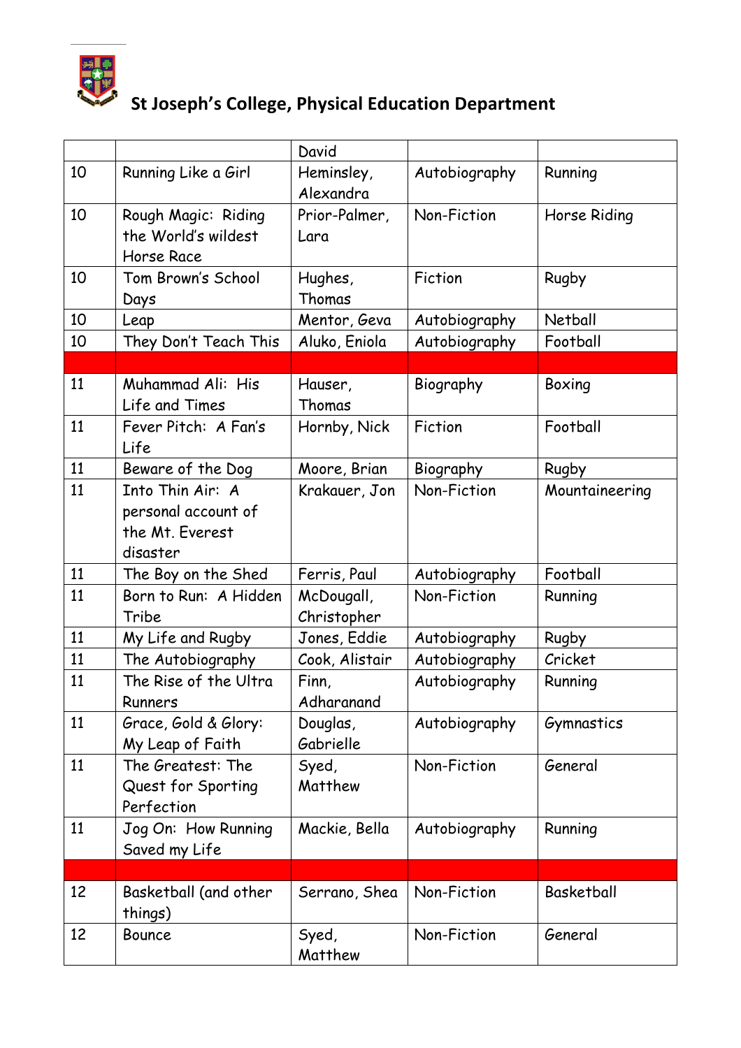# St Joseph's College, Physical Education Department

| | | | | |
|---|---|---|---|---|
| | | David | | |
| 10 | Running Like a Girl | Heminsley, Alexandra | Autobiography | Running |
| 10 | Rough Magic: Riding the World's wildest Horse Race | Prior-Palmer, Lara | Non-Fiction | Horse Riding |
| 10 | Tom Brown's School Days | Hughes, Thomas | Fiction | Rugby |
| 10 | Leap | Mentor, Geva | Autobiography | Netball |
| 10 | They Don't Teach This | Aluko, Eniola | Autobiography | Football |
| | | | | |
| 11 | Muhammad Ali: His Life and Times | Hauser, Thomas | Biography | Boxing |
| 11 | Fever Pitch: A Fan's Life | Hornby, Nick | Fiction | Football |
| 11 | Beware of the Dog | Moore, Brian | Biography | Rugby |
| 11 | Into Thin Air: A personal account of the Mt. Everest disaster | Krakauer, Jon | Non-Fiction | Mountaineering |
| 11 | The Boy on the Shed | Ferris, Paul | Autobiography | Football |
| 11 | Born to Run: A Hidden Tribe | McDougall, Christopher | Non-Fiction | Running |
| 11 | My Life and Rugby | Jones, Eddie | Autobiography | Rugby |
| 11 | The Autobiography | Cook, Alistair | Autobiography | Cricket |
| 11 | The Rise of the Ultra Runners | Finn, Adharanand | Autobiography | Running |
| 11 | Grace, Gold & Glory: My Leap of Faith | Douglas, Gabrielle | Autobiography | Gymnastics |
| 11 | The Greatest: The Quest for Sporting Perfection | Syed, Matthew | Non-Fiction | General |
| 11 | Jog On: How Running Saved my Life | Mackie, Bella | Autobiography | Running |
| | | | | |
| 12 | Basketball (and other things) | Serrano, Shea | Non-Fiction | Basketball |
| 12 | Bounce | Syed, Matthew | Non-Fiction | General |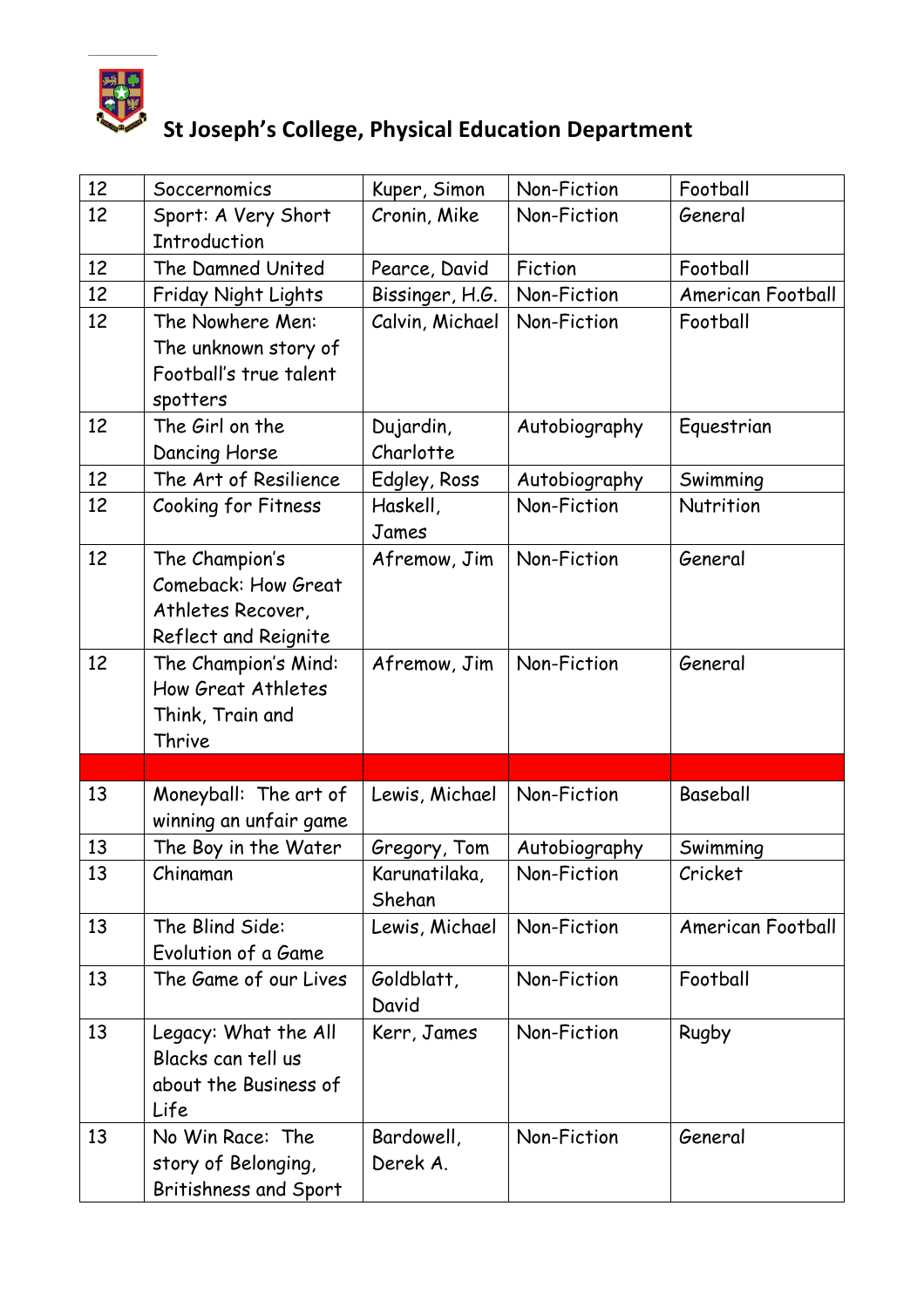# St Joseph's College, Physical Education Department

| 12 | Soccernomics | Kuper, Simon | Non-Fiction | Football |
|---|---|---|---|---|
| 12 | Sport: A Very Short Introduction | Cronin, Mike | Non-Fiction | General |
| 12 | The Damned United | Pearce, David | Fiction | Football |
| 12 | Friday Night Lights | Bissinger, H.G. | Non-Fiction | American Football |
| 12 | The Nowhere Men: The unknown story of Football's true talent spotters | Calvin, Michael | Non-Fiction | Football |
| 12 | The Girl on the Dancing Horse | Dujardin, Charlotte | Autobiography | Equestrian |
| 12 | The Art of Resilience | Edgley, Ross | Autobiography | Swimming |
| 12 | Cooking for Fitness | Haskell, James | Non-Fiction | Nutrition |
| 12 | The Champion's Comeback: How Great Athletes Recover, Reflect and Reignite | Afremow, Jim | Non-Fiction | General |
| 12 | The Champion's Mind: How Great Athletes Think, Train and Thrive | Afremow, Jim | Non-Fiction | General |
| | | | | |
| 13 | Moneyball: The art of winning an unfair game | Lewis, Michael | Non-Fiction | Baseball |
| 13 | The Boy in the Water | Gregory, Tom | Autobiography | Swimming |
| 13 | Chinaman | Karunatilaka, Shehan | Non-Fiction | Cricket |
| 13 | The Blind Side: Evolution of a Game | Lewis, Michael | Non-Fiction | American Football |
| 13 | The Game of our Lives | Goldblatt, David | Non-Fiction | Football |
| 13 | Legacy: What the All Blacks can tell us about the Business of Life | Kerr, James | Non-Fiction | Rugby |
| 13 | No Win Race: The story of Belonging, Britishness and Sport | Bardowell, Derek A. | Non-Fiction | General |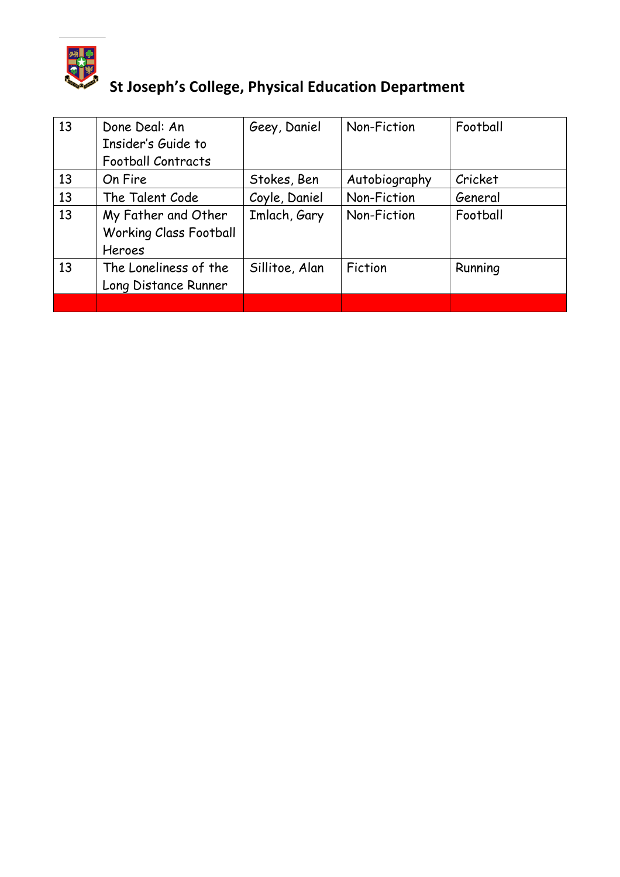**St Joseph's College, Physical Education Department**

| | | | | |
|---|---|---|---|---|
| 13 | Done Deal: An Insider's Guide to Football Contracts | Geey, Daniel | Non-Fiction | Football |
| 13 | On Fire | Stokes, Ben | Autobiography | Cricket |
| 13 | The Talent Code | Coyle, Daniel | Non-Fiction | General |
| 13 | My Father and Other Working Class Football Heroes | Imlach, Gary | Non-Fiction | Football |
| 13 | The Loneliness of the Long Distance Runner | Sillitoe, Alan | Fiction | Running |
| | | | | |